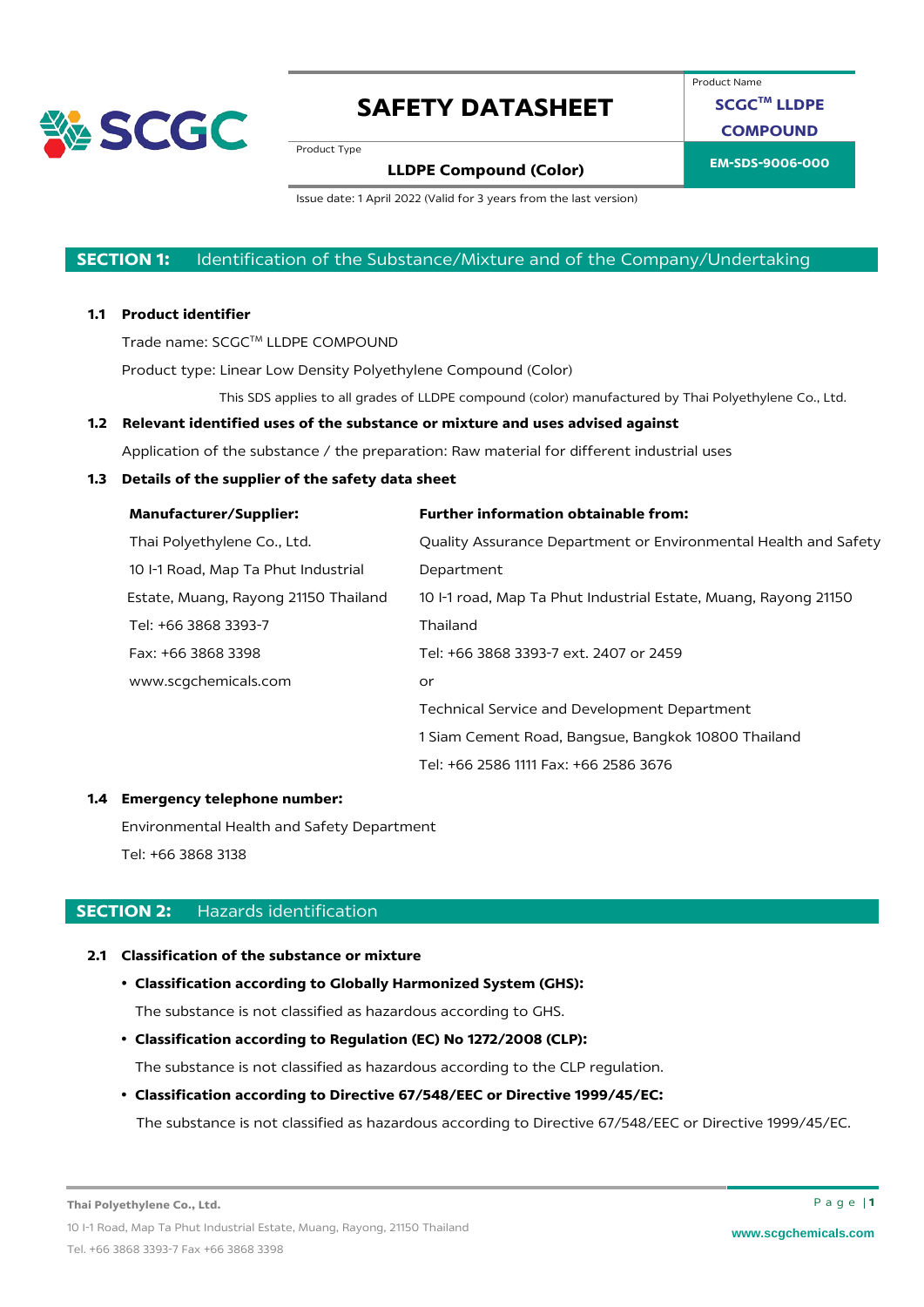# SAFETY DATASHEET

Product Name: SCGC™ LLDPE COMPOUND

Product Type: LLDPE Compound (Color)

EM-SDS-9006-000

Issue date: 1 April 2022 (Valid for 3 years from the last version)

## SECTION 1: Identification of the Substance/Mixture and of the Company/Undertaking

### 1.1 Product identifier

Trade name: SCGC™ LLDPE COMPOUND

Product type: Linear Low Density Polyethylene Compound (Color)

This SDS applies to all grades of LLDPE compound (color) manufactured by Thai Polyethylene Co., Ltd.

### 1.2 Relevant identified uses of the substance or mixture and uses advised against

Application of the substance / the preparation: Raw material for different industrial uses

### 1.3 Details of the supplier of the safety data sheet

**Manufacturer/Supplier:**

Thai Polyethylene Co., Ltd.
10 I-1 Road, Map Ta Phut Industrial Estate, Muang, Rayong 21150 Thailand
Tel: +66 3868 3393-7
Fax: +66 3868 3398
www.scgchemicals.com

**Further information obtainable from:**

Quality Assurance Department or Environmental Health and Safety Department
10 I-1 road, Map Ta Phut Industrial Estate, Muang, Rayong 21150 Thailand
Tel: +66 3868 3393-7 ext. 2407 or 2459
or
Technical Service and Development Department
1 Siam Cement Road, Bangsue, Bangkok 10800 Thailand
Tel: +66 2586 1111 Fax: +66 2586 3676

### 1.4 Emergency telephone number:

Environmental Health and Safety Department
Tel: +66 3868 3138

## SECTION 2: Hazards identification

### 2.1 Classification of the substance or mixture

- **Classification according to Globally Harmonized System (GHS):**
  The substance is not classified as hazardous according to GHS.
- **Classification according to Regulation (EC) No 1272/2008 (CLP):**
  The substance is not classified as hazardous according to the CLP regulation.
- **Classification according to Directive 67/548/EEC or Directive 1999/45/EC:**
  The substance is not classified as hazardous according to Directive 67/548/EEC or Directive 1999/45/EC.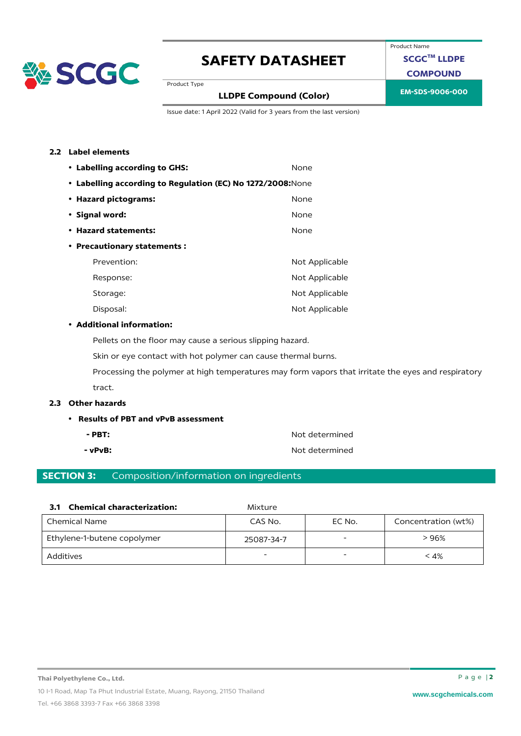### 2.2 Label elements

- **Labelling according to GHS:** None
- **Labelling according to Regulation (EC) No 1272/2008:** None
- **Hazard pictograms:** None
- **Signal word:** None
- **Hazard statements:** None
- **Precautionary statements :**

  Prevention: Not Applicable

  Response: Not Applicable

  Storage: Not Applicable

  Disposal: Not Applicable

- **Additional information:**

  Pellets on the floor may cause a serious slipping hazard.

  Skin or eye contact with hot polymer can cause thermal burns.

  Processing the polymer at high temperatures may form vapors that irritate the eyes and respiratory tract.

### 2.3 Other hazards

- **Results of PBT and vPvB assessment**
  - **PBT:** Not determined
  - **vPvB:** Not determined

## SECTION 3: Composition/information on ingredients

**3.1 Chemical characterization:** Mixture

| Chemical Name | CAS No. | EC No. | Concentration (wt%) |
|---|---|---|---|
| Ethylene-1-butene copolymer | 25087-34-7 | - | > 96% |
| Additives | - | - | < 4% |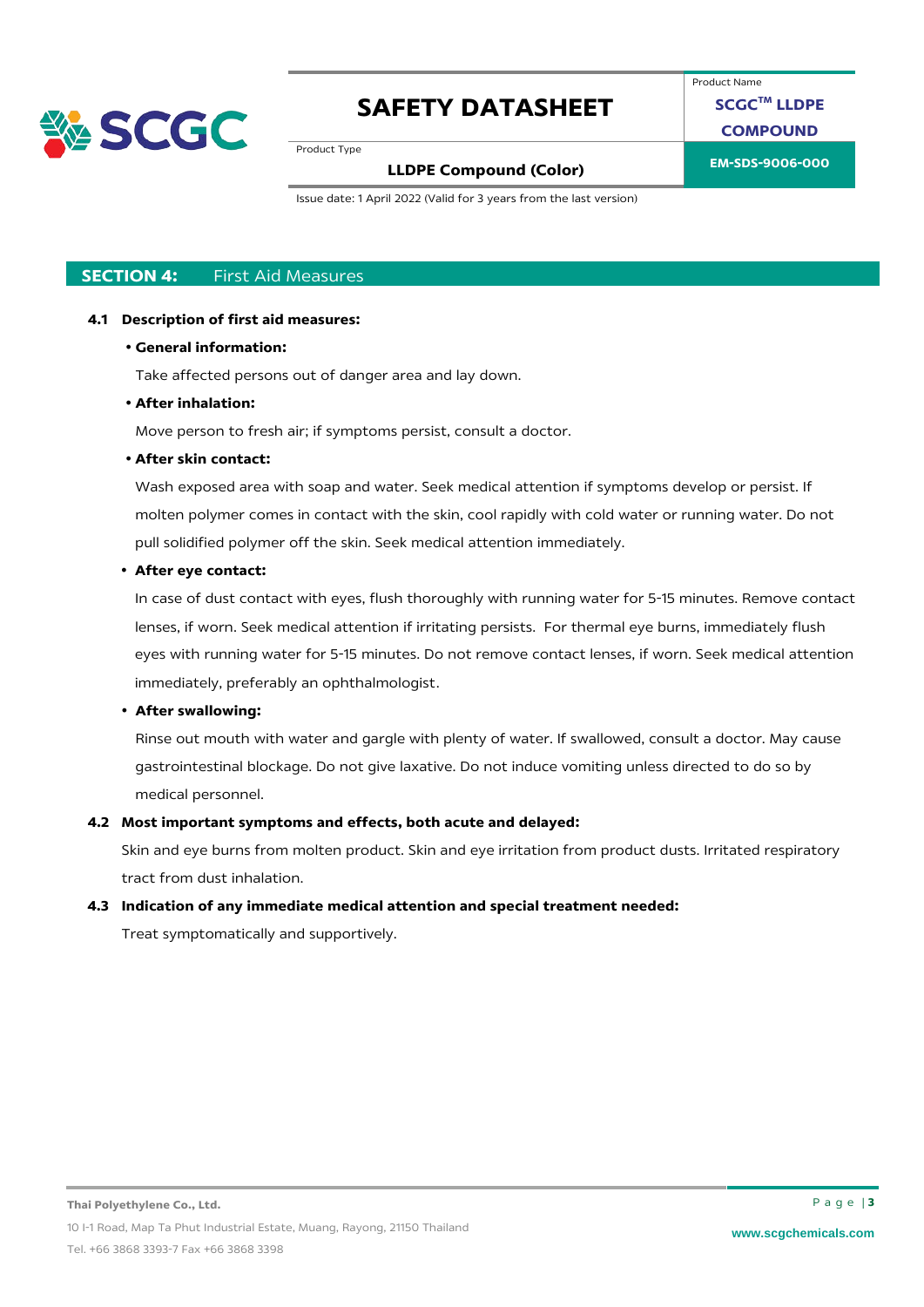## SECTION 4: First Aid Measures

**4.1 Description of first aid measures:**

- **General information:**

  Take affected persons out of danger area and lay down.

- **After inhalation:**

  Move person to fresh air; if symptoms persist, consult a doctor.

- **After skin contact:**

  Wash exposed area with soap and water. Seek medical attention if symptoms develop or persist. If molten polymer comes in contact with the skin, cool rapidly with cold water or running water. Do not pull solidified polymer off the skin. Seek medical attention immediately.

- **After eye contact:**

  In case of dust contact with eyes, flush thoroughly with running water for 5-15 minutes. Remove contact lenses, if worn. Seek medical attention if irritating persists. For thermal eye burns, immediately flush eyes with running water for 5-15 minutes. Do not remove contact lenses, if worn. Seek medical attention immediately, preferably an ophthalmologist.

- **After swallowing:**

  Rinse out mouth with water and gargle with plenty of water. If swallowed, consult a doctor. May cause gastrointestinal blockage. Do not give laxative. Do not induce vomiting unless directed to do so by medical personnel.

**4.2 Most important symptoms and effects, both acute and delayed:**

Skin and eye burns from molten product. Skin and eye irritation from product dusts. Irritated respiratory tract from dust inhalation.

**4.3 Indication of any immediate medical attention and special treatment needed:**

Treat symptomatically and supportively.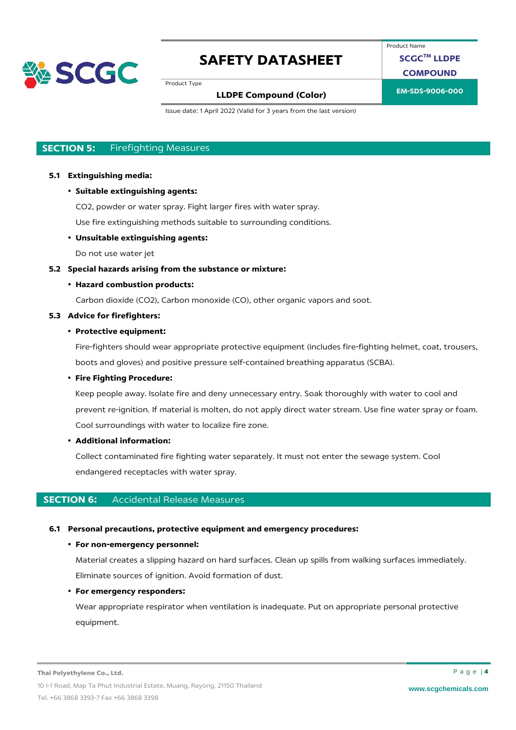## SECTION 5: Firefighting Measures

**5.1 Extinguishing media:**

- **Suitable extinguishing agents:**

  $CO_2$, powder or water spray. Fight larger fires with water spray.

  Use fire extinguishing methods suitable to surrounding conditions.

- **Unsuitable extinguishing agents:**

  Do not use water jet

**5.2 Special hazards arising from the substance or mixture:**

- **Hazard combustion products:**

  Carbon dioxide ($CO_2$), Carbon monoxide (CO), other organic vapors and soot.

**5.3 Advice for firefighters:**

- **Protective equipment:**

  Fire-fighters should wear appropriate protective equipment (includes fire-fighting helmet, coat, trousers, boots and gloves) and positive pressure self-contained breathing apparatus (SCBA).

- **Fire Fighting Procedure:**

  Keep people away. Isolate fire and deny unnecessary entry. Soak thoroughly with water to cool and prevent re-ignition. If material is molten, do not apply direct water stream. Use fine water spray or foam. Cool surroundings with water to localize fire zone.

- **Additional information:**

  Collect contaminated fire fighting water separately. It must not enter the sewage system. Cool endangered receptacles with water spray.

## SECTION 6: Accidental Release Measures

**6.1 Personal precautions, protective equipment and emergency procedures:**

- **For non-emergency personnel:**

  Material creates a slipping hazard on hard surfaces. Clean up spills from walking surfaces immediately. Eliminate sources of ignition. Avoid formation of dust.

- **For emergency responders:**

  Wear appropriate respirator when ventilation is inadequate. Put on appropriate personal protective equipment.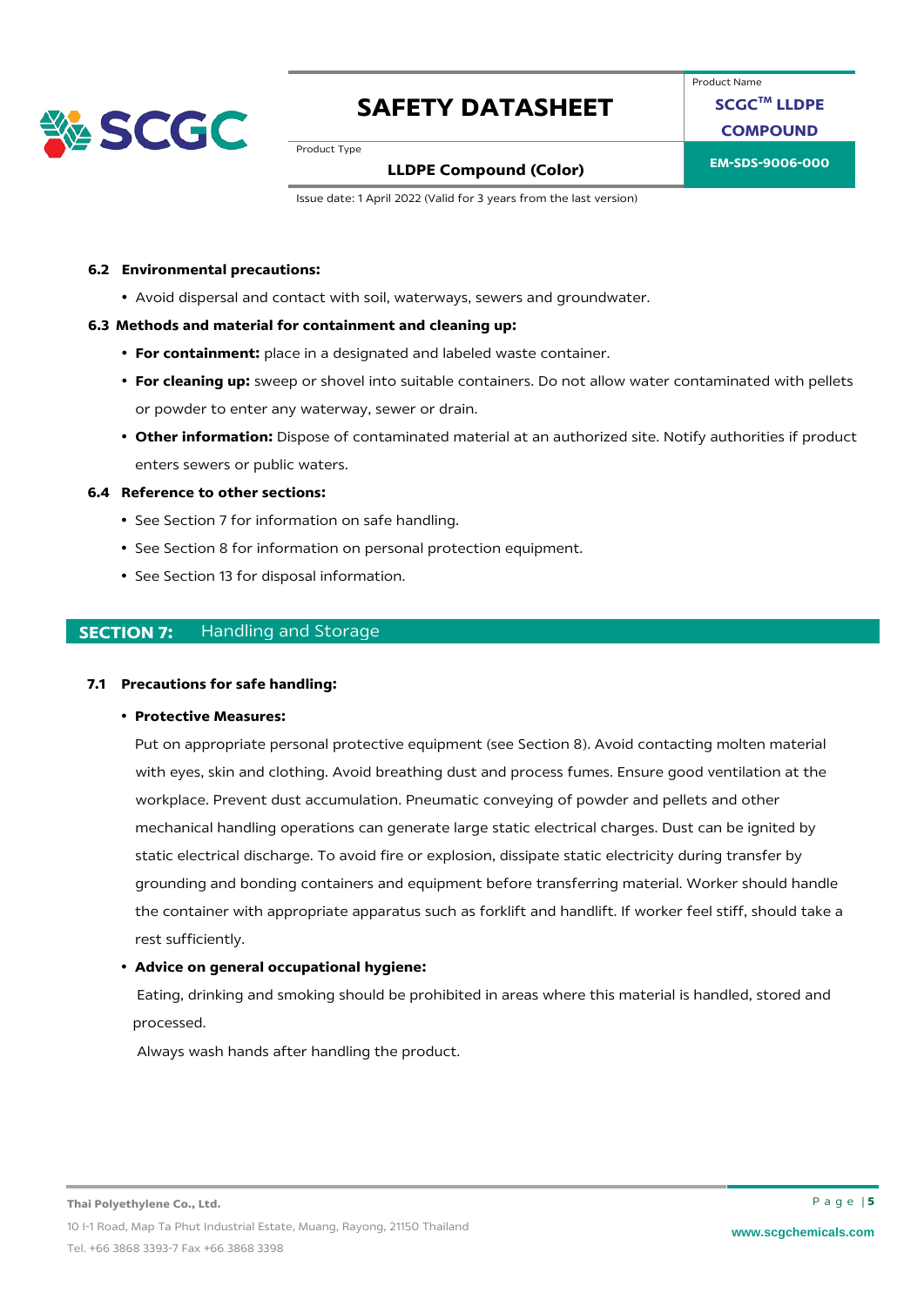### 6.2 Environmental precautions:

- Avoid dispersal and contact with soil, waterways, sewers and groundwater.

### 6.3 Methods and material for containment and cleaning up:

- **For containment:** place in a designated and labeled waste container.
- **For cleaning up:** sweep or shovel into suitable containers. Do not allow water contaminated with pellets or powder to enter any waterway, sewer or drain.
- **Other information:** Dispose of contaminated material at an authorized site. Notify authorities if product enters sewers or public waters.

### 6.4 Reference to other sections:

- See Section 7 for information on safe handling.
- See Section 8 for information on personal protection equipment.
- See Section 13 for disposal information.

## SECTION 7: Handling and Storage

### 7.1 Precautions for safe handling:

- **Protective Measures:**

  Put on appropriate personal protective equipment (see Section 8). Avoid contacting molten material with eyes, skin and clothing. Avoid breathing dust and process fumes. Ensure good ventilation at the workplace. Prevent dust accumulation. Pneumatic conveying of powder and pellets and other mechanical handling operations can generate large static electrical charges. Dust can be ignited by static electrical discharge. To avoid fire or explosion, dissipate static electricity during transfer by grounding and bonding containers and equipment before transferring material. Worker should handle the container with appropriate apparatus such as forklift and handlift. If worker feel stiff, should take a rest sufficiently.

- **Advice on general occupational hygiene:**

  Eating, drinking and smoking should be prohibited in areas where this material is handled, stored and processed.

  Always wash hands after handling the product.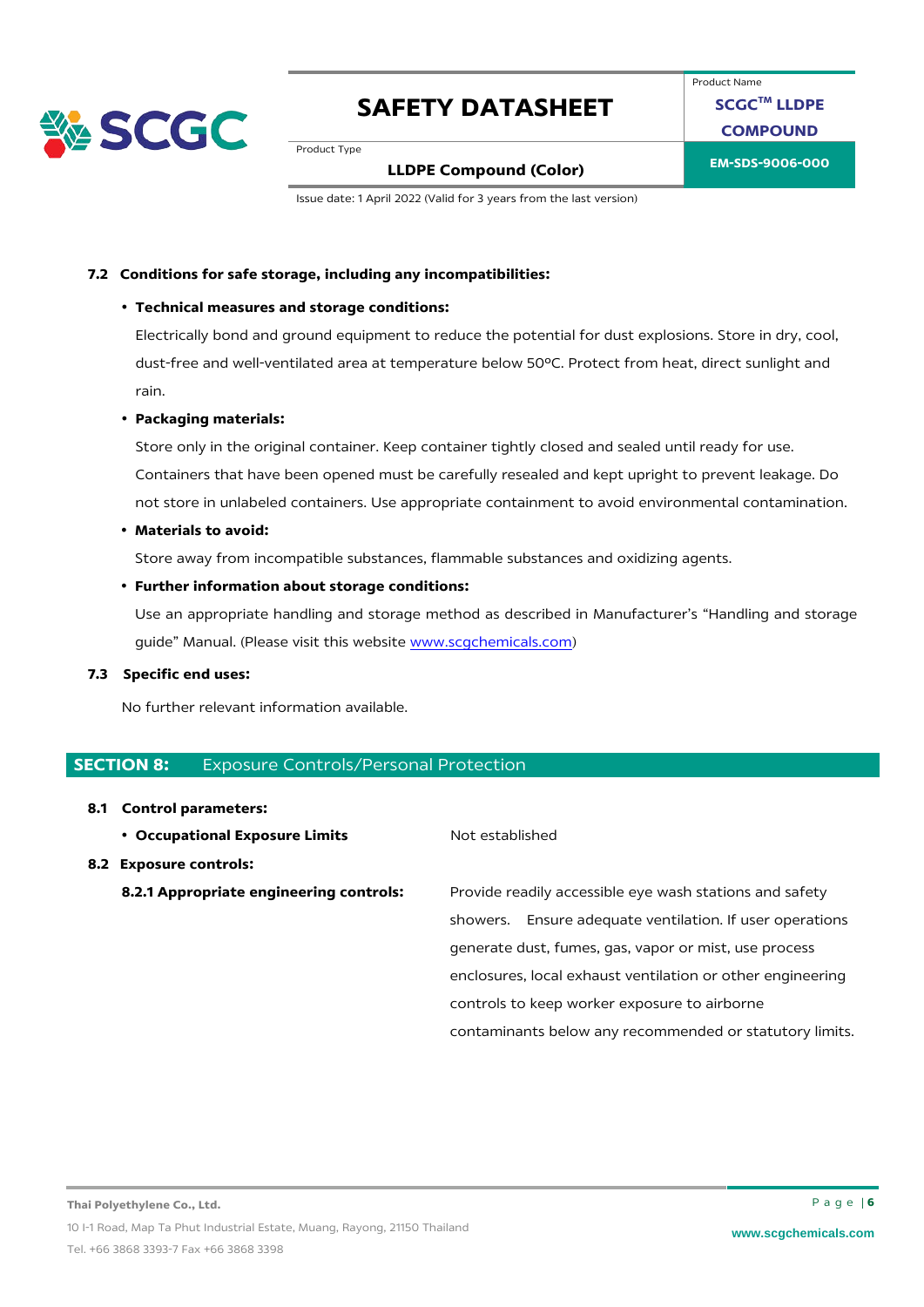### 7.2 Conditions for safe storage, including any incompatibilities:

- **Technical measures and storage conditions:**

  Electrically bond and ground equipment to reduce the potential for dust explosions. Store in dry, cool, dust-free and well-ventilated area at temperature below 50ºC. Protect from heat, direct sunlight and rain.

- **Packaging materials:**

  Store only in the original container. Keep container tightly closed and sealed until ready for use. Containers that have been opened must be carefully resealed and kept upright to prevent leakage. Do not store in unlabeled containers. Use appropriate containment to avoid environmental contamination.

- **Materials to avoid:**

  Store away from incompatible substances, flammable substances and oxidizing agents.

- **Further information about storage conditions:**

  Use an appropriate handling and storage method as described in Manufacturer's "Handling and storage guide" Manual. (Please visit this website www.scgchemicals.com)

### 7.3 Specific end uses:

No further relevant information available.

## SECTION 8: Exposure Controls/Personal Protection

### 8.1 Control parameters:

- **Occupational Exposure Limits** — Not established

### 8.2 Exposure controls:

**8.2.1 Appropriate engineering controls:** Provide readily accessible eye wash stations and safety showers. Ensure adequate ventilation. If user operations generate dust, fumes, gas, vapor or mist, use process enclosures, local exhaust ventilation or other engineering controls to keep worker exposure to airborne contaminants below any recommended or statutory limits.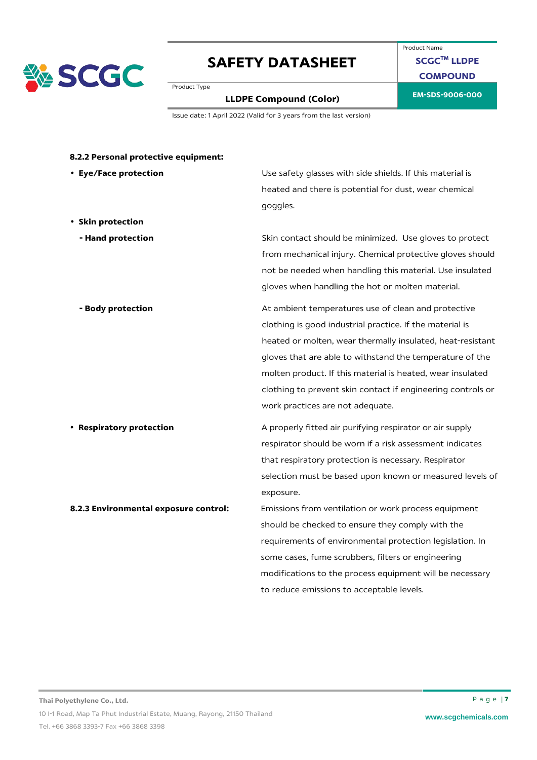### 8.2.2 Personal protective equipment:

- **Eye/Face protection**

  Use safety glasses with side shields. If this material is heated and there is potential for dust, wear chemical goggles.

- **Skin protection**

  **- Hand protection**

  Skin contact should be minimized. Use gloves to protect from mechanical injury. Chemical protective gloves should not be needed when handling this material. Use insulated gloves when handling the hot or molten material.

  **- Body protection**

  At ambient temperatures use of clean and protective clothing is good industrial practice. If the material is heated or molten, wear thermally insulated, heat-resistant gloves that are able to withstand the temperature of the molten product. If this material is heated, wear insulated clothing to prevent skin contact if engineering controls or work practices are not adequate.

- **Respiratory protection**

  A properly fitted air purifying respirator or air supply respirator should be worn if a risk assessment indicates that respiratory protection is necessary. Respirator selection must be based upon known or measured levels of exposure.

### 8.2.3 Environmental exposure control:

Emissions from ventilation or work process equipment should be checked to ensure they comply with the requirements of environmental protection legislation. In some cases, fume scrubbers, filters or engineering modifications to the process equipment will be necessary to reduce emissions to acceptable levels.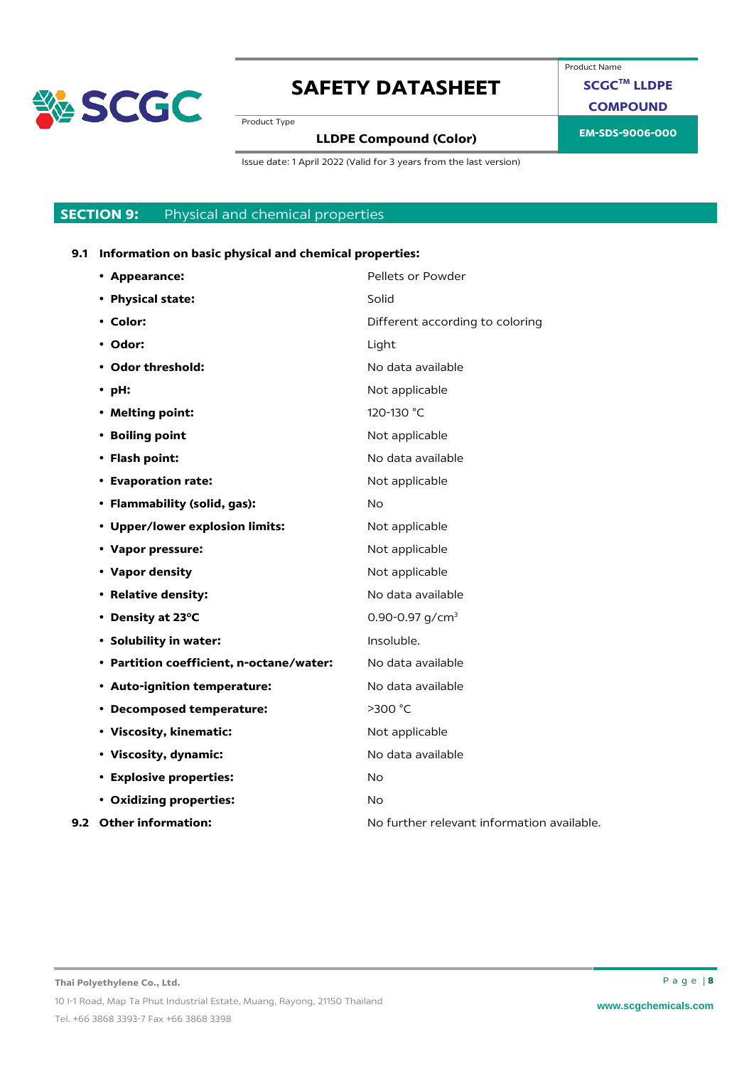## SECTION 9: Physical and chemical properties

**9.1 Information on basic physical and chemical properties:**

- **Appearance:** Pellets or Powder
- **Physical state:** Solid
- **Color:** Different according to coloring
- **Odor:** Light
- **Odor threshold:** No data available
- **pH:** Not applicable
- **Melting point:** 120-130 °C
- **Boiling point** Not applicable
- **Flash point:** No data available
- **Evaporation rate:** Not applicable
- **Flammability (solid, gas):** No
- **Upper/lower explosion limits:** Not applicable
- **Vapor pressure:** Not applicable
- **Vapor density** Not applicable
- **Relative density:** No data available
- **Density at 23°C** 0.90-0.97 g/cm$^3$
- **Solubility in water:** Insoluble.
- **Partition coefficient, n-octane/water:** No data available
- **Auto-ignition temperature:** No data available
- **Decomposed temperature:** >300 °C
- **Viscosity, kinematic:** Not applicable
- **Viscosity, dynamic:** No data available
- **Explosive properties:** No
- **Oxidizing properties:** No

**9.2 Other information:** No further relevant information available.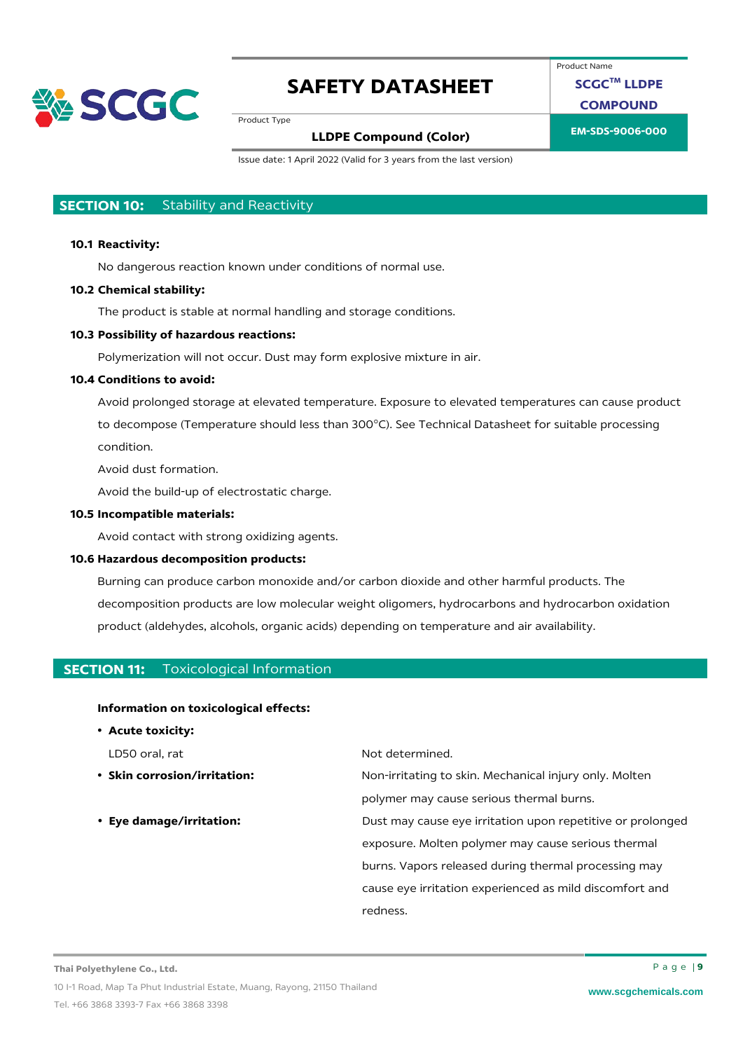## SECTION 10: Stability and Reactivity

**10.1 Reactivity:**

No dangerous reaction known under conditions of normal use.

**10.2 Chemical stability:**

The product is stable at normal handling and storage conditions.

**10.3 Possibility of hazardous reactions:**

Polymerization will not occur. Dust may form explosive mixture in air.

**10.4 Conditions to avoid:**

Avoid prolonged storage at elevated temperature. Exposure to elevated temperatures can cause product to decompose (Temperature should less than 300°C). See Technical Datasheet for suitable processing condition.

Avoid dust formation.

Avoid the build-up of electrostatic charge.

**10.5 Incompatible materials:**

Avoid contact with strong oxidizing agents.

**10.6 Hazardous decomposition products:**

Burning can produce carbon monoxide and/or carbon dioxide and other harmful products. The decomposition products are low molecular weight oligomers, hydrocarbons and hydrocarbon oxidation product (aldehydes, alcohols, organic acids) depending on temperature and air availability.

## SECTION 11: Toxicological Information

**Information on toxicological effects:**

- **Acute toxicity:**

| | |
|---|---|
| LD50 oral, rat | Not determined. |
| • **Skin corrosion/irritation:** | Non-irritating to skin. Mechanical injury only. Molten polymer may cause serious thermal burns. |
| • **Eye damage/irritation:** | Dust may cause eye irritation upon repetitive or prolonged exposure. Molten polymer may cause serious thermal burns. Vapors released during thermal processing may cause eye irritation experienced as mild discomfort and redness. |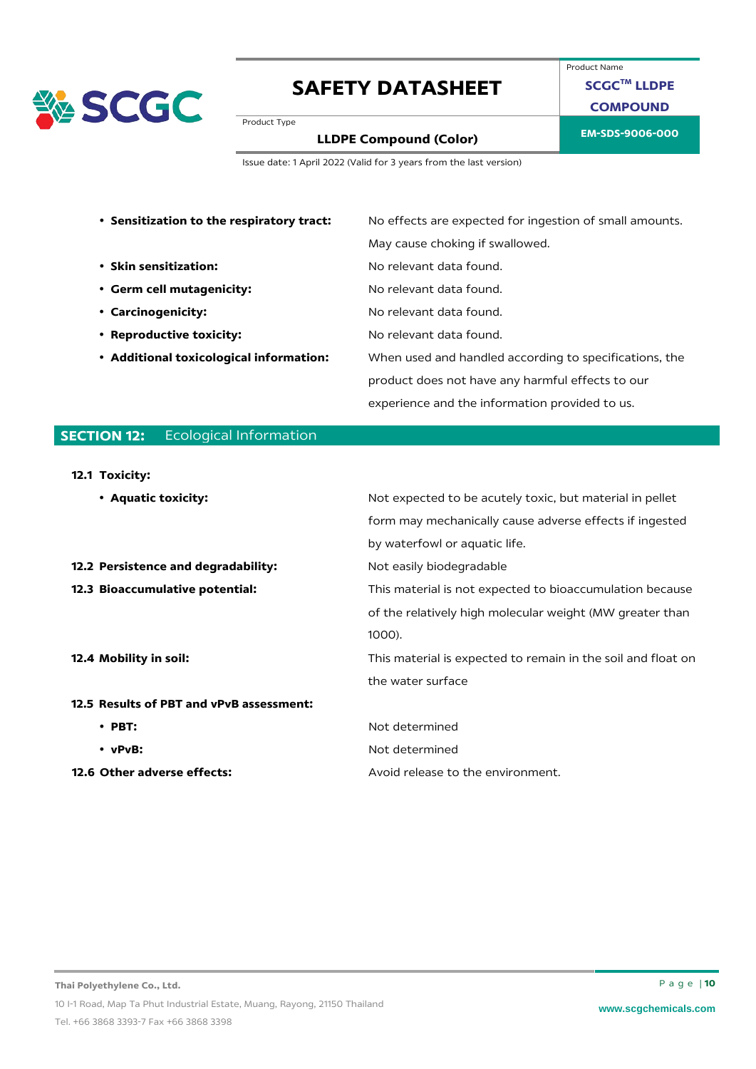- **Sensitization to the respiratory tract:** No effects are expected for ingestion of small amounts. May cause choking if swallowed.
- **Skin sensitization:** No relevant data found.
- **Germ cell mutagenicity:** No relevant data found.
- **Carcinogenicity:** No relevant data found.
- **Reproductive toxicity:** No relevant data found.
- **Additional toxicological information:** When used and handled according to specifications, the product does not have any harmful effects to our experience and the information provided to us.

## SECTION 12: Ecological Information

**12.1 Toxicity:**

- **Aquatic toxicity:** Not expected to be acutely toxic, but material in pellet form may mechanically cause adverse effects if ingested by waterfowl or aquatic life.

**12.2 Persistence and degradability:** Not easily biodegradable

**12.3 Bioaccumulative potential:** This material is not expected to bioaccumulation because of the relatively high molecular weight (MW greater than 1000).

**12.4 Mobility in soil:** This material is expected to remain in the soil and float on the water surface

**12.5 Results of PBT and vPvB assessment:**

- **PBT:** Not determined
- **vPvB:** Not determined

**12.6 Other adverse effects:** Avoid release to the environment.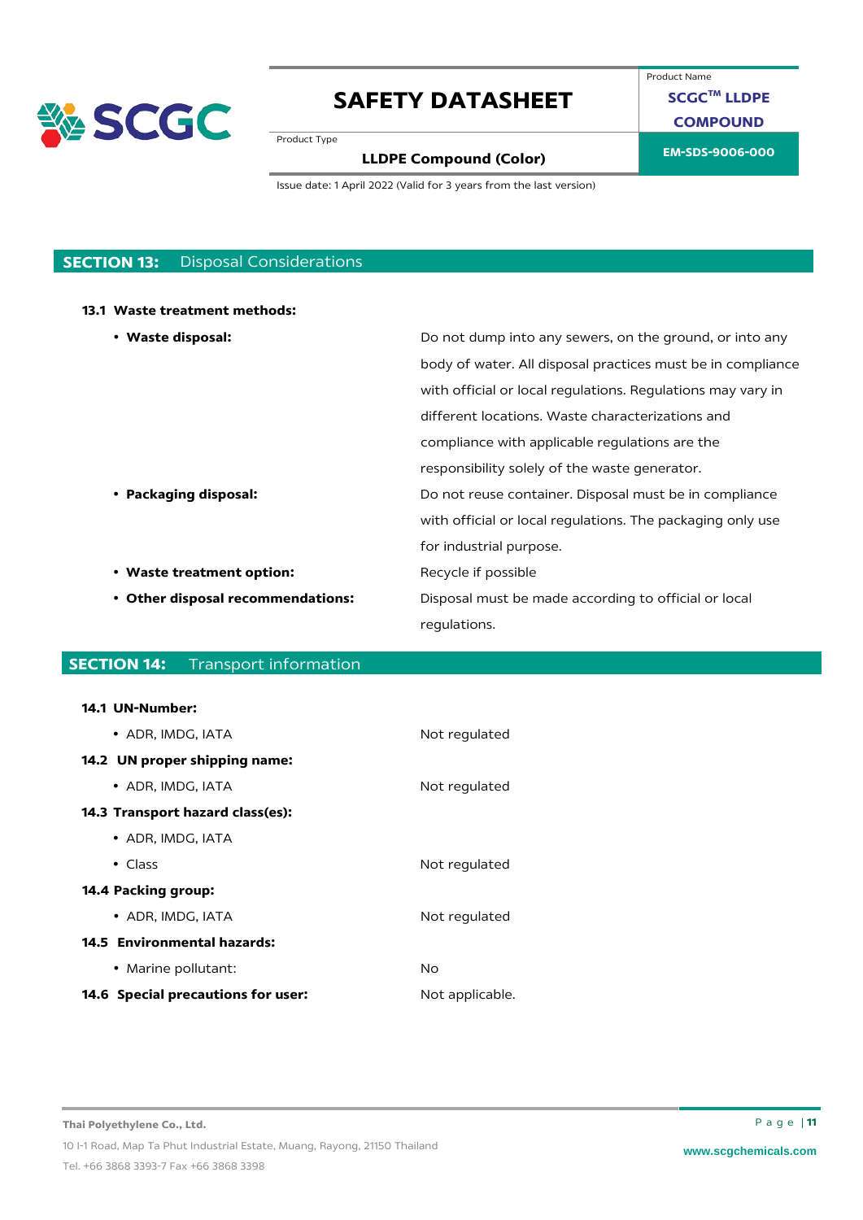## SECTION 13: Disposal Considerations

**13.1 Waste treatment methods:**

- **Waste disposal:** Do not dump into any sewers, on the ground, or into any body of water. All disposal practices must be in compliance with official or local regulations. Regulations may vary in different locations. Waste characterizations and compliance with applicable regulations are the responsibility solely of the waste generator.
- **Packaging disposal:** Do not reuse container. Disposal must be in compliance with official or local regulations. The packaging only use for industrial purpose.
- **Waste treatment option:** Recycle if possible
- **Other disposal recommendations:** Disposal must be made according to official or local regulations.

## SECTION 14: Transport information

**14.1 UN-Number:**

- ADR, IMDG, IATA: Not regulated

**14.2 UN proper shipping name:**

- ADR, IMDG, IATA: Not regulated

**14.3 Transport hazard class(es):**

- ADR, IMDG, IATA
- Class: Not regulated

**14.4 Packing group:**

- ADR, IMDG, IATA: Not regulated

**14.5 Environmental hazards:**

- Marine pollutant: No

**14.6 Special precautions for user:** Not applicable.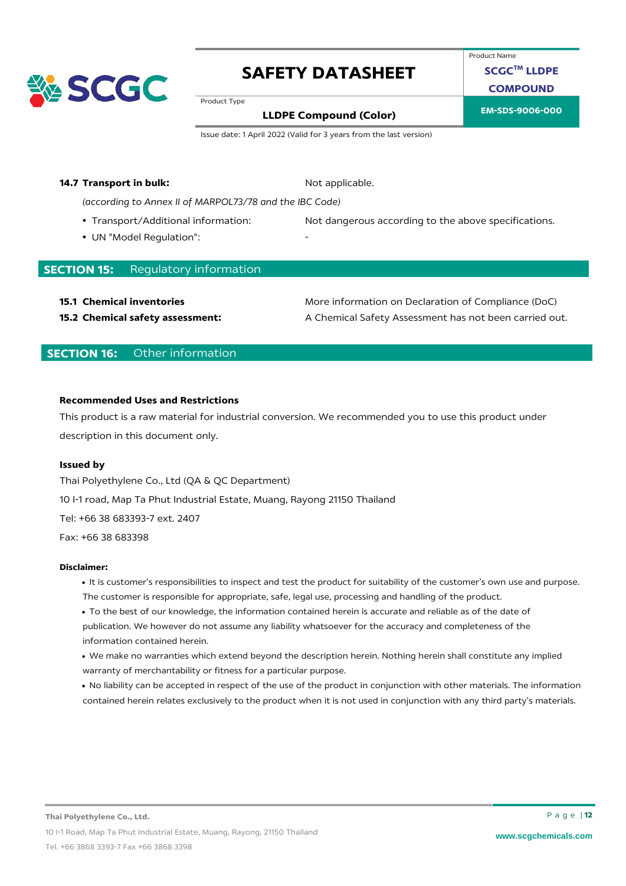**14.7 Transport in bulk:** Not applicable.

*(according to Annex II of MARPOL73/78 and the IBC Code)*

- Transport/Additional information: Not dangerous according to the above specifications.
- UN "Model Regulation": -

## SECTION 15: Regulatory information

**15.1 Chemical inventories** More information on Declaration of Compliance (DoC)

**15.2 Chemical safety assessment:** A Chemical Safety Assessment has not been carried out.

## SECTION 16: Other information

**Recommended Uses and Restrictions**

This product is a raw material for industrial conversion. We recommended you to use this product under description in this document only.

**Issued by**

Thai Polyethylene Co., Ltd (QA & QC Department)

10 I-1 road, Map Ta Phut Industrial Estate, Muang, Rayong 21150 Thailand

Tel: +66 38 683393-7 ext. 2407

Fax: +66 38 683398

**Disclaimer:**

- It is customer's responsibilities to inspect and test the product for suitability of the customer's own use and purpose. The customer is responsible for appropriate, safe, legal use, processing and handling of the product.
- To the best of our knowledge, the information contained herein is accurate and reliable as of the date of publication. We however do not assume any liability whatsoever for the accuracy and completeness of the information contained herein.
- We make no warranties which extend beyond the description herein. Nothing herein shall constitute any implied warranty of merchantability or fitness for a particular purpose.
- No liability can be accepted in respect of the use of the product in conjunction with other materials. The information contained herein relates exclusively to the product when it is not used in conjunction with any third party's materials.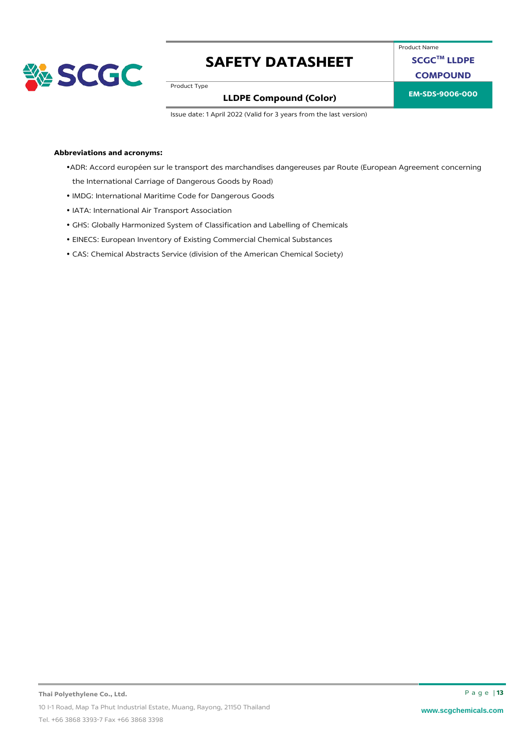**Abbreviations and acronyms:**

- ADR: Accord européen sur le transport des marchandises dangereuses par Route (European Agreement concerning the International Carriage of Dangerous Goods by Road)
- IMDG: International Maritime Code for Dangerous Goods
- IATA: International Air Transport Association
- GHS: Globally Harmonized System of Classification and Labelling of Chemicals
- EINECS: European Inventory of Existing Commercial Chemical Substances
- CAS: Chemical Abstracts Service (division of the American Chemical Society)